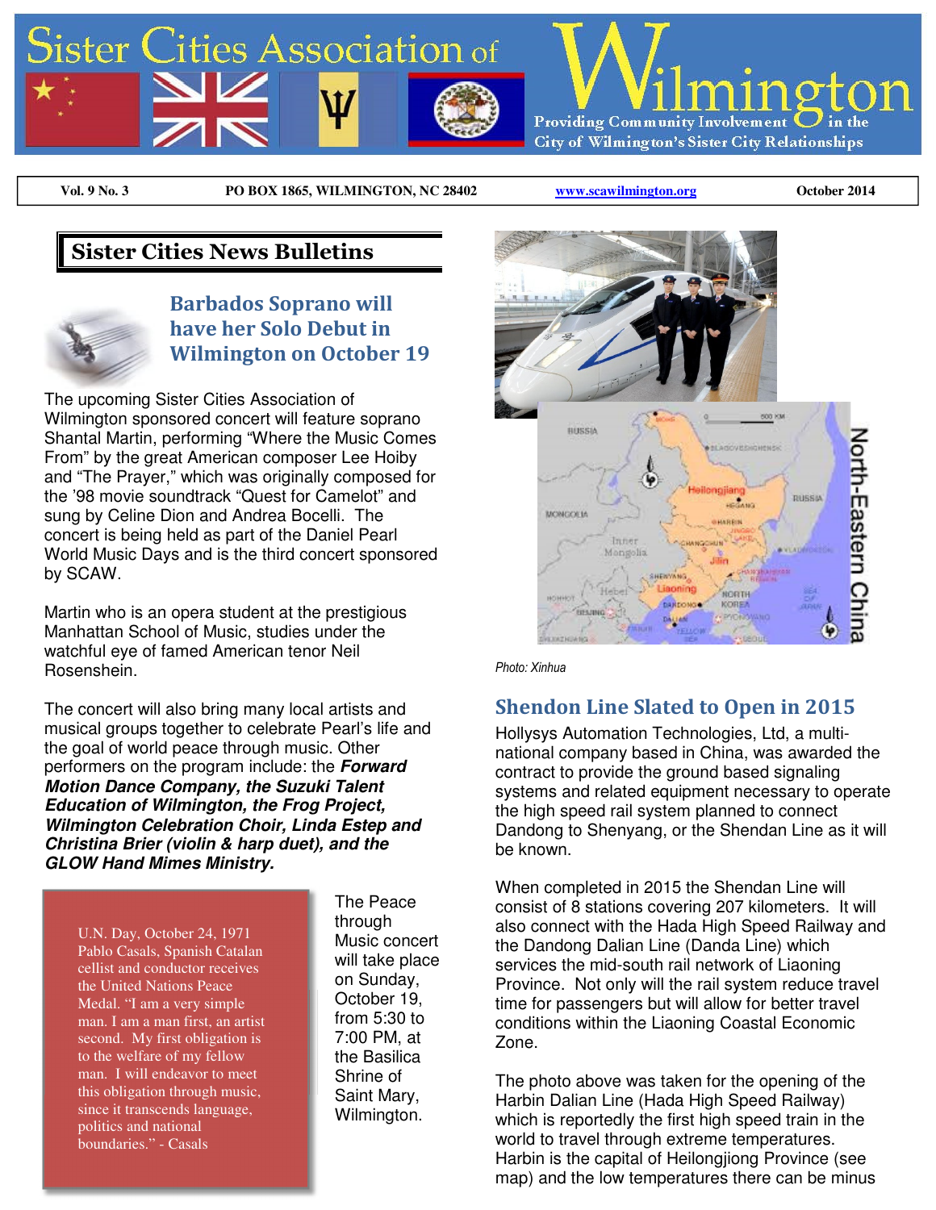# Sister Cities Association of Wilmington

Providing Community Involvement in the City of Wilmington's Sister City Relationships

| Vol. 9 No. 3 | PO BOX 1865, WILMINGTON, NC 28402 | www.scawilmington.org | October 2014 |
|---|---|---|---|

## Sister Cities News Bulletins

### Barbados Soprano will have her Solo Debut in Wilmington on October 19

The upcoming Sister Cities Association of Wilmington sponsored concert will feature soprano Shantal Martin, performing "Where the Music Comes From" by the great American composer Lee Hoiby and "The Prayer," which was originally composed for the '98 movie soundtrack "Quest for Camelot" and sung by Celine Dion and Andrea Bocelli. The concert is being held as part of the Daniel Pearl World Music Days and is the third concert sponsored by SCAW.

Martin who is an opera student at the prestigious Manhattan School of Music, studies under the watchful eye of famed American tenor Neil Rosenshein.

The concert will also bring many local artists and musical groups together to celebrate Pearl's life and the goal of world peace through music. Other performers on the program include: the ***Forward Motion Dance Company, the Suzuki Talent Education of Wilmington, the Frog Project, Wilmington Celebration Choir, Linda Estep and Christina Brier (violin & harp duet), and the GLOW Hand Mimes Ministry.***

> U.N. Day, October 24, 1971 Pablo Casals, Spanish Catalan cellist and conductor receives the United Nations Peace Medal. "I am a very simple man. I am a man first, an artist second. My first obligation is to the welfare of my fellow man. I will endeavor to meet this obligation through music, since it transcends language, politics and national boundaries." - Casals

The Peace through Music concert will take place on Sunday, October 19, from 5:30 to 7:00 PM, at the Basilica Shrine of Saint Mary, Wilmington.

Photo: Xinhua

### Shendon Line Slated to Open in 2015

Hollysys Automation Technologies, Ltd, a multi-national company based in China, was awarded the contract to provide the ground based signaling systems and related equipment necessary to operate the high speed rail system planned to connect Dandong to Shenyang, or the Shendan Line as it will be known.

When completed in 2015 the Shendan Line will consist of 8 stations covering 207 kilometers. It will also connect with the Hada High Speed Railway and the Dandong Dalian Line (Danda Line) which services the mid-south rail network of Liaoning Province. Not only will the rail system reduce travel time for passengers but will allow for better travel conditions within the Liaoning Coastal Economic Zone.

The photo above was taken for the opening of the Harbin Dalian Line (Hada High Speed Railway) which is reportedly the first high speed train in the world to travel through extreme temperatures. Harbin is the capital of Heilongjiong Province (see map) and the low temperatures there can be minus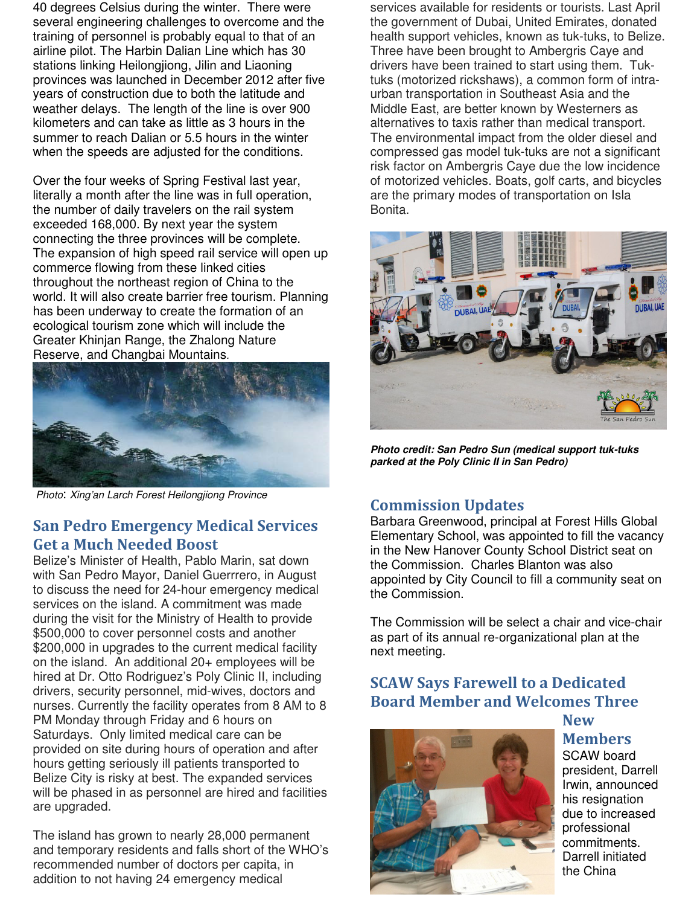40 degrees Celsius during the winter. There were several engineering challenges to overcome and the training of personnel is probably equal to that of an airline pilot. The Harbin Dalian Line which has 30 stations linking Heilongjiong, Jilin and Liaoning provinces was launched in December 2012 after five years of construction due to both the latitude and weather delays. The length of the line is over 900 kilometers and can take as little as 3 hours in the summer to reach Dalian or 5.5 hours in the winter when the speeds are adjusted for the conditions.

Over the four weeks of Spring Festival last year, literally a month after the line was in full operation, the number of daily travelers on the rail system exceeded 168,000. By next year the system connecting the three provinces will be complete. The expansion of high speed rail service will open up commerce flowing from these linked cities throughout the northeast region of China to the world. It will also create barrier free tourism. Planning has been underway to create the formation of an ecological tourism zone which will include the Greater Khinjan Range, the Zhalong Nature Reserve, and Changbai Mountains.

*Photo: Xing'an Larch Forest Heilongjiong Province*

## San Pedro Emergency Medical Services Get a Much Needed Boost

Belize's Minister of Health, Pablo Marin, sat down with San Pedro Mayor, Daniel Guerrrero, in August to discuss the need for 24-hour emergency medical services on the island. A commitment was made during the visit for the Ministry of Health to provide $500,000 to cover personnel costs and another $200,000 in upgrades to the current medical facility on the island. An additional 20+ employees will be hired at Dr. Otto Rodriguez's Poly Clinic II, including drivers, security personnel, mid-wives, doctors and nurses. Currently the facility operates from 8 AM to 8 PM Monday through Friday and 6 hours on Saturdays. Only limited medical care can be provided on site during hours of operation and after hours getting seriously ill patients transported to Belize City is risky at best. The expanded services will be phased in as personnel are hired and facilities are upgraded.

The island has grown to nearly 28,000 permanent and temporary residents and falls short of the WHO's recommended number of doctors per capita, in addition to not having 24 emergency medical services available for residents or tourists. Last April the government of Dubai, United Emirates, donated health support vehicles, known as tuk-tuks, to Belize. Three have been brought to Ambergris Caye and drivers have been trained to start using them. Tuk-tuks (motorized rickshaws), a common form of intra-urban transportation in Southeast Asia and the Middle East, are better known by Westerners as alternatives to taxis rather than medical transport. The environmental impact from the older diesel and compressed gas model tuk-tuks are not a significant risk factor on Ambergris Caye due the low incidence of motorized vehicles. Boats, golf carts, and bicycles are the primary modes of transportation on Isla Bonita.

***Photo credit: San Pedro Sun (medical support tuk-tuks parked at the Poly Clinic II in San Pedro)***

## Commission Updates

Barbara Greenwood, principal at Forest Hills Global Elementary School, was appointed to fill the vacancy in the New Hanover County School District seat on the Commission. Charles Blanton was also appointed by City Council to fill a community seat on the Commission.

The Commission will be select a chair and vice-chair as part of its annual re-organizational plan at the next meeting.

## SCAW Says Farewell to a Dedicated Board Member and Welcomes Three New Members

SCAW board president, Darrell Irwin, announced his resignation due to increased professional commitments. Darrell initiated the China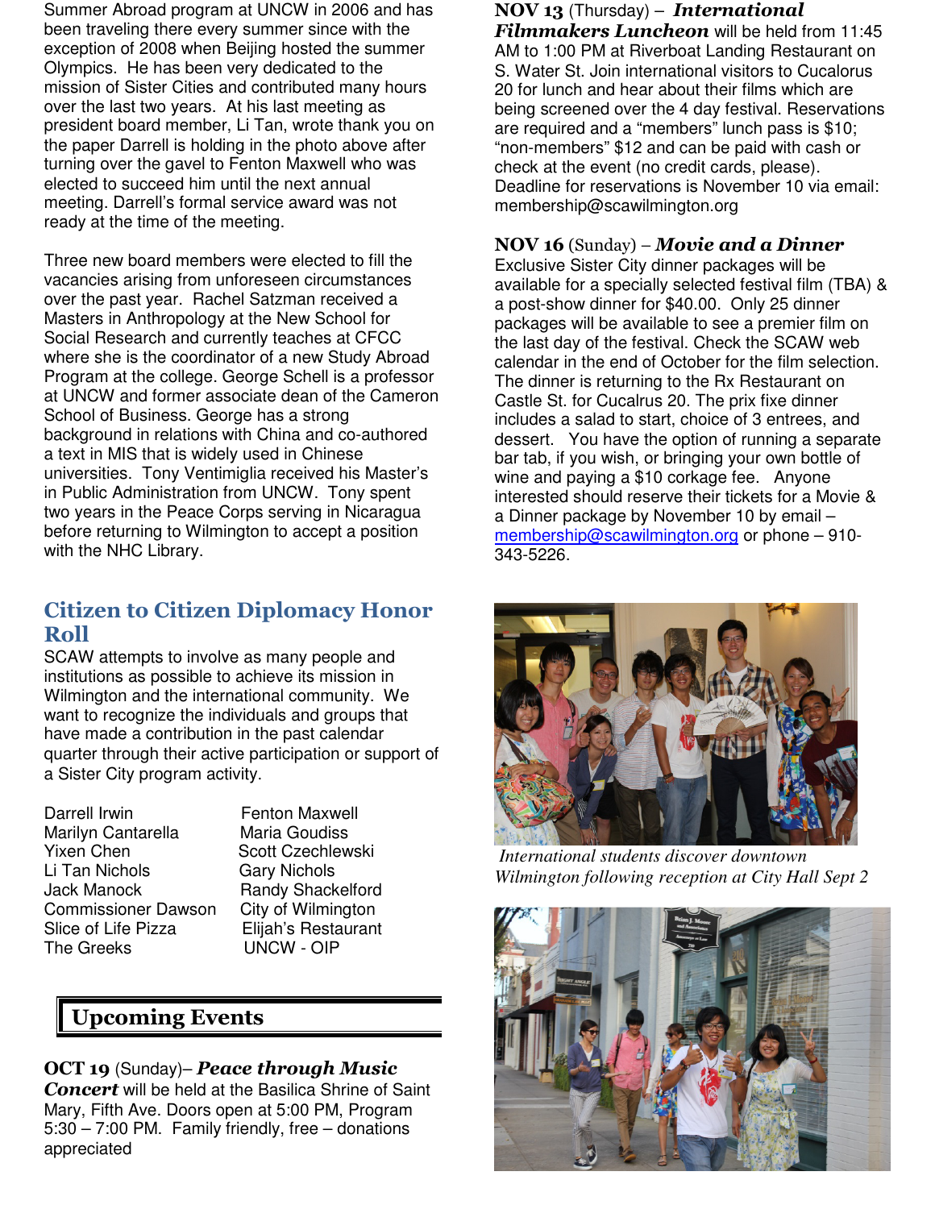Summer Abroad program at UNCW in 2006 and has been traveling there every summer since with the exception of 2008 when Beijing hosted the summer Olympics. He has been very dedicated to the mission of Sister Cities and contributed many hours over the last two years. At his last meeting as president board member, Li Tan, wrote thank you on the paper Darrell is holding in the photo above after turning over the gavel to Fenton Maxwell who was elected to succeed him until the next annual meeting. Darrell's formal service award was not ready at the time of the meeting.

Three new board members were elected to fill the vacancies arising from unforeseen circumstances over the past year. Rachel Satzman received a Masters in Anthropology at the New School for Social Research and currently teaches at CFCC where she is the coordinator of a new Study Abroad Program at the college. George Schell is a professor at UNCW and former associate dean of the Cameron School of Business. George has a strong background in relations with China and co-authored a text in MIS that is widely used in Chinese universities. Tony Ventimiglia received his Master's in Public Administration from UNCW. Tony spent two years in the Peace Corps serving in Nicaragua before returning to Wilmington to accept a position with the NHC Library.

## Citizen to Citizen Diplomacy Honor Roll

SCAW attempts to involve as many people and institutions as possible to achieve its mission in Wilmington and the international community. We want to recognize the individuals and groups that have made a contribution in the past calendar quarter through their active participation or support of a Sister City program activity.

| | |
|---|---|
| Darrell Irwin | Fenton Maxwell |
| Marilyn Cantarella | Maria Goudiss |
| Yixen Chen | Scott Czechlewski |
| Li Tan Nichols | Gary Nichols |
| Jack Manock | Randy Shackelford |
| Commissioner Dawson | City of Wilmington |
| Slice of Life Pizza | Elijah's Restaurant |
| The Greeks | UNCW - OIP |

## Upcoming Events

**OCT 19** (Sunday)– ***Peace through Music Concert*** will be held at the Basilica Shrine of Saint Mary, Fifth Ave. Doors open at 5:00 PM, Program 5:30 – 7:00 PM. Family friendly, free – donations appreciated

**NOV 13** (Thursday) – ***International Filmmakers Luncheon*** will be held from 11:45 AM to 1:00 PM at Riverboat Landing Restaurant on S. Water St. Join international visitors to Cucalorus 20 for lunch and hear about their films which are being screened over the 4 day festival. Reservations are required and a "members" lunch pass is $10; "non-members" $12 and can be paid with cash or check at the event (no credit cards, please). Deadline for reservations is November 10 via email: membership@scawilmington.org

**NOV 16** (Sunday) – ***Movie and a Dinner***
Exclusive Sister City dinner packages will be available for a specially selected festival film (TBA) & a post-show dinner for $40.00. Only 25 dinner packages will be available to see a premier film on the last day of the festival. Check the SCAW web calendar in the end of October for the film selection. The dinner is returning to the Rx Restaurant on Castle St. for Cucalrus 20. The prix fixe dinner includes a salad to start, choice of 3 entrees, and dessert. You have the option of running a separate bar tab, if you wish, or bringing your own bottle of wine and paying a $10 corkage fee. Anyone interested should reserve their tickets for a Movie & a Dinner package by November 10 by email – membership@scawilmington.org or phone – 910-343-5226.

*International students discover downtown Wilmington following reception at City Hall Sept 2*